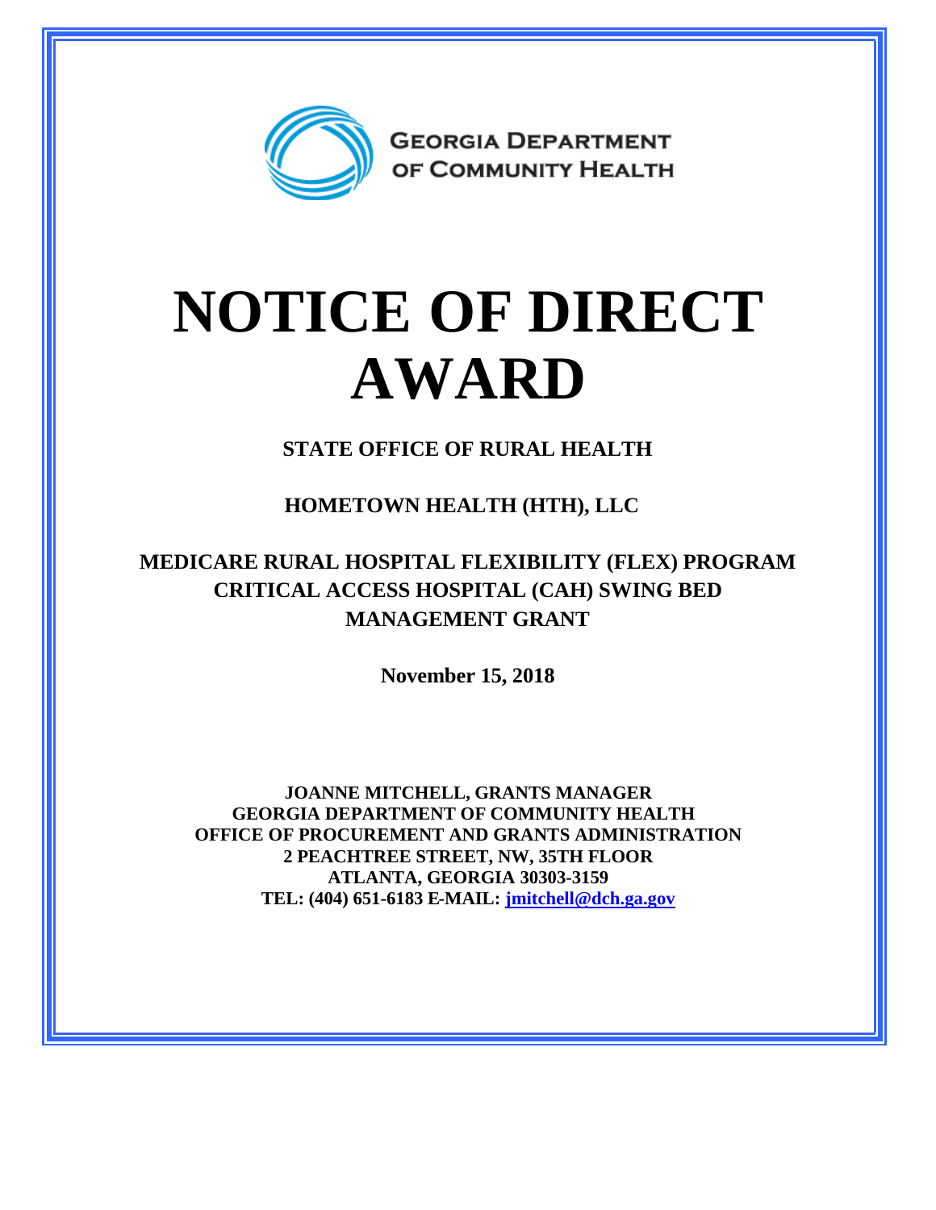GEORGIA DEPARTMENT OF COMMUNITY HEALTH

# NOTICE OF DIRECT AWARD

**STATE OFFICE OF RURAL HEALTH**

**HOMETOWN HEALTH (HTH), LLC**

**MEDICARE RURAL HOSPITAL FLEXIBILITY (FLEX) PROGRAM CRITICAL ACCESS HOSPITAL (CAH) SWING BED MANAGEMENT GRANT**

**November 15, 2018**

**JOANNE MITCHELL, GRANTS MANAGER**
**GEORGIA DEPARTMENT OF COMMUNITY HEALTH**
**OFFICE OF PROCUREMENT AND GRANTS ADMINISTRATION**
**2 PEACHTREE STREET, NW, 35TH FLOOR**
**ATLANTA, GEORGIA 30303-3159**
**TEL: (404) 651-6183 E-MAIL: jmitchell@dch.ga.gov**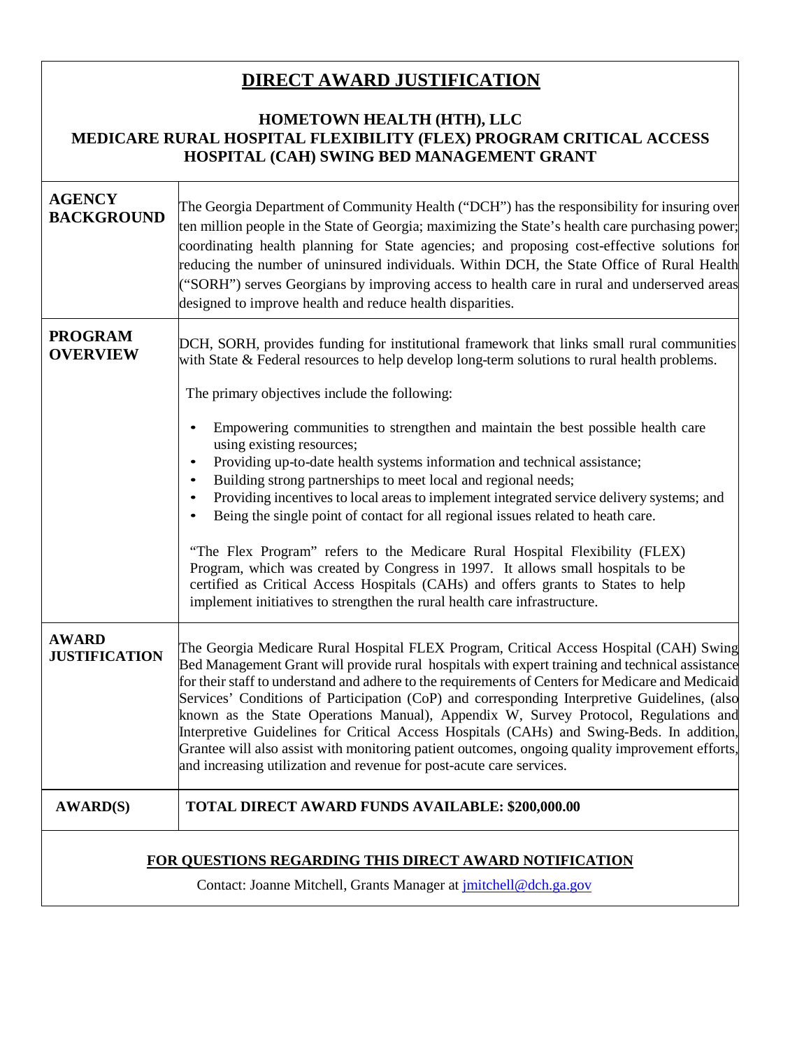# DIRECT AWARD JUSTIFICATION

## HOMETOWN HEALTH (HTH), LLC
## MEDICARE RURAL HOSPITAL FLEXIBILITY (FLEX) PROGRAM CRITICAL ACCESS HOSPITAL (CAH) SWING BED MANAGEMENT GRANT

| | |
|---|---|
| **AGENCY BACKGROUND** | The Georgia Department of Community Health ("DCH") has the responsibility for insuring over ten million people in the State of Georgia; maximizing the State's health care purchasing power; coordinating health planning for State agencies; and proposing cost-effective solutions for reducing the number of uninsured individuals. Within DCH, the State Office of Rural Health ("SORH") serves Georgians by improving access to health care in rural and underserved areas designed to improve health and reduce health disparities. |
| **PROGRAM OVERVIEW** | DCH, SORH, provides funding for institutional framework that links small rural communities with State & Federal resources to help develop long-term solutions to rural health problems.<br><br>The primary objectives include the following:<br><br>• Empowering communities to strengthen and maintain the best possible health care using existing resources;<br>• Providing up-to-date health systems information and technical assistance;<br>• Building strong partnerships to meet local and regional needs;<br>• Providing incentives to local areas to implement integrated service delivery systems; and<br>• Being the single point of contact for all regional issues related to heath care.<br><br>"The Flex Program" refers to the Medicare Rural Hospital Flexibility (FLEX) Program, which was created by Congress in 1997. It allows small hospitals to be certified as Critical Access Hospitals (CAHs) and offers grants to States to help implement initiatives to strengthen the rural health care infrastructure. |
| **AWARD JUSTIFICATION** | The Georgia Medicare Rural Hospital FLEX Program, Critical Access Hospital (CAH) Swing Bed Management Grant will provide rural hospitals with expert training and technical assistance for their staff to understand and adhere to the requirements of Centers for Medicare and Medicaid Services' Conditions of Participation (CoP) and corresponding Interpretive Guidelines, (also known as the State Operations Manual), Appendix W, Survey Protocol, Regulations and Interpretive Guidelines for Critical Access Hospitals (CAHs) and Swing-Beds. In addition, Grantee will also assist with monitoring patient outcomes, ongoing quality improvement efforts, and increasing utilization and revenue for post-acute care services. |
| **AWARD(S)** | **TOTAL DIRECT AWARD FUNDS AVAILABLE: $200,000.00** |

**FOR QUESTIONS REGARDING THIS DIRECT AWARD NOTIFICATION**

Contact: Joanne Mitchell, Grants Manager at jmitchell@dch.ga.gov